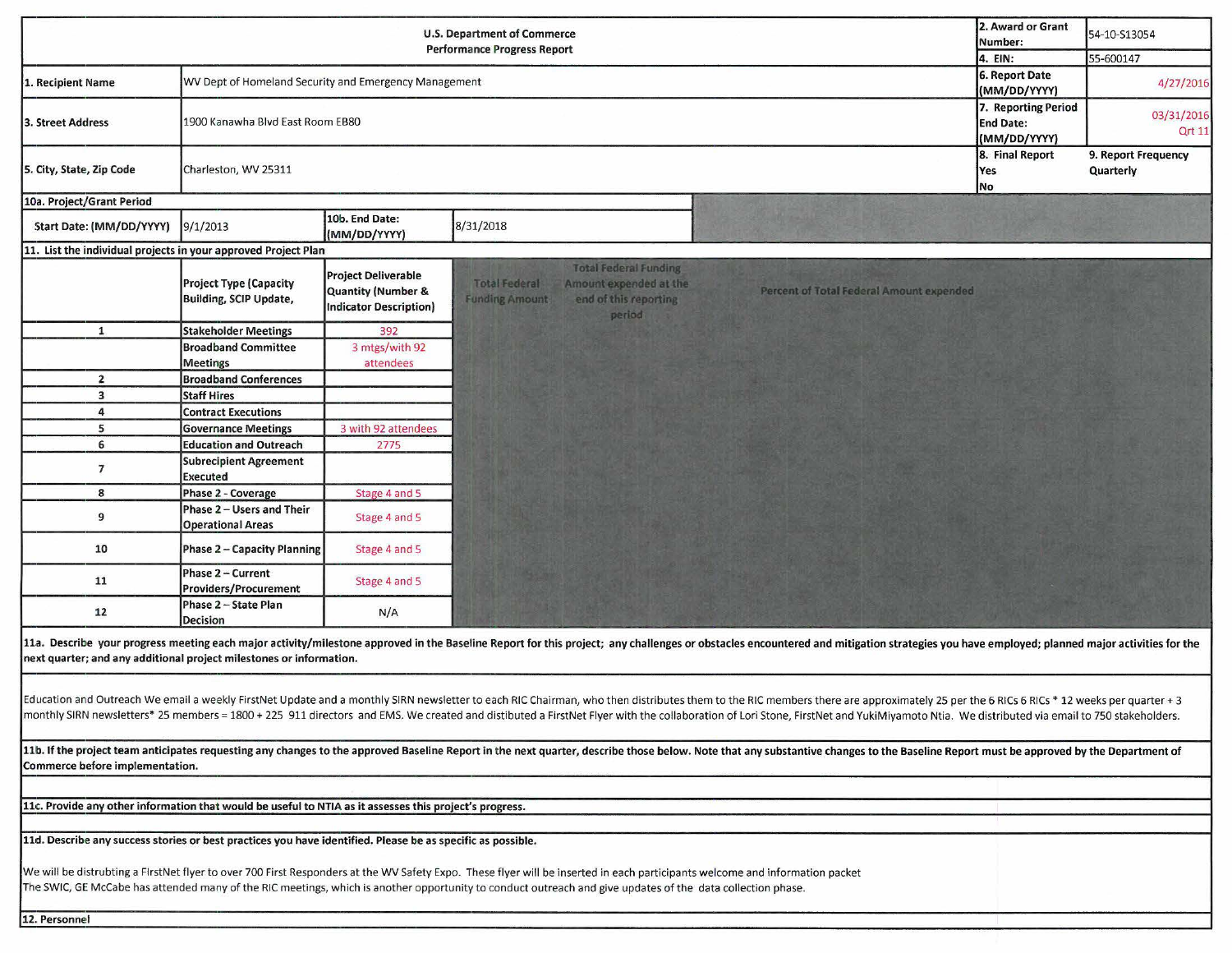| U.S. Department of Commerce Performance Progress Report | | 2. Award or Grant Number: | 54-10-S13054 |
|---|---|---|---|
| | | 4. EIN: | 55-600147 |
| 1. Recipient Name | WV Dept of Homeland Security and Emergency Management | 6. Report Date (MM/DD/YYYY) | 4/27/2016 |
| 3. Street Address | 1900 Kanawha Blvd East Room EB80 | 7. Reporting Period End Date: (MM/DD/YYYY) | 03/31/2016 Qrt 11 |
| 5. City, State, Zip Code | Charleston, WV 25311 | 8. Final Report Yes No | 9. Report Frequency Quarterly |

**10a. Project/Grant Period**

| Start Date: (MM/DD/YYYY) | 9/1/2013 | 10b. End Date: (MM/DD/YYYY) | 8/31/2018 |
|---|---|---|---|

**11. List the individual projects in your approved Project Plan**

| | Project Type (Capacity Building, SCIP Update, | Project Deliverable Quantity (Number & Indicator Description) | Total Federal Funding Amount | Total Federal Funding Amount expended at the end of this reporting period | Percent of Total Federal Amount expended |
|---|---|---|---|---|---|
| 1 | Stakeholder Meetings | 392 | | | |
| | Broadband Committee Meetings | 3 mtgs/with 92 attendees | | | |
| 2 | Broadband Conferences | | | | |
| 3 | Staff Hires | | | | |
| 4 | Contract Executions | | | | |
| 5 | Governance Meetings | 3 with 92 attendees | | | |
| 6 | Education and Outreach | 2775 | | | |
| 7 | Subrecipient Agreement Executed | | | | |
| 8 | Phase 2 - Coverage | Stage 4 and 5 | | | |
| 9 | Phase 2 – Users and Their Operational Areas | Stage 4 and 5 | | | |
| 10 | Phase 2 – Capacity Planning | Stage 4 and 5 | | | |
| 11 | Phase 2 – Current Providers/Procurement | Stage 4 and 5 | | | |
| 12 | Phase 2 – State Plan Decision | N/A | | | |

**11a. Describe your progress meeting each major activity/milestone approved in the Baseline Report for this project; any challenges or obstacles encountered and mitigation strategies you have employed; planned major activities for the next quarter; and any additional project milestones or information.**

Education and Outreach We email a weekly FirstNet Update and a monthly SIRN newsletter to each RIC Chairman, who then distributes them to the RIC members there are approximately 25 per the 6 RICs 6 RICs * 12 weeks per quarter + 3 monthly SIRN newsletters* 25 members = 1800 + 225 911 directors and EMS. We created and distibuted a FirstNet Flyer with the collaboration of Lori Stone, FirstNet and YukiMiyamoto Ntia. We distributed via email to 750 stakeholders.

**11b. If the project team anticipates requesting any changes to the approved Baseline Report in the next quarter, describe those below. Note that any substantive changes to the Baseline Report must be approved by the Department of Commerce before implementation.**

**11c. Provide any other information that would be useful to NTIA as it assesses this project's progress.**

**11d. Describe any success stories or best practices you have identified. Please be as specific as possible.**

We will be distrubting a FirstNet flyer to over 700 First Responders at the WV Safety Expo. These flyer will be inserted in each participants welcome and information packet
The SWIC, GE McCabe has attended many of the RIC meetings, which is another opportunity to conduct outreach and give updates of the data collection phase.

**12. Personnel**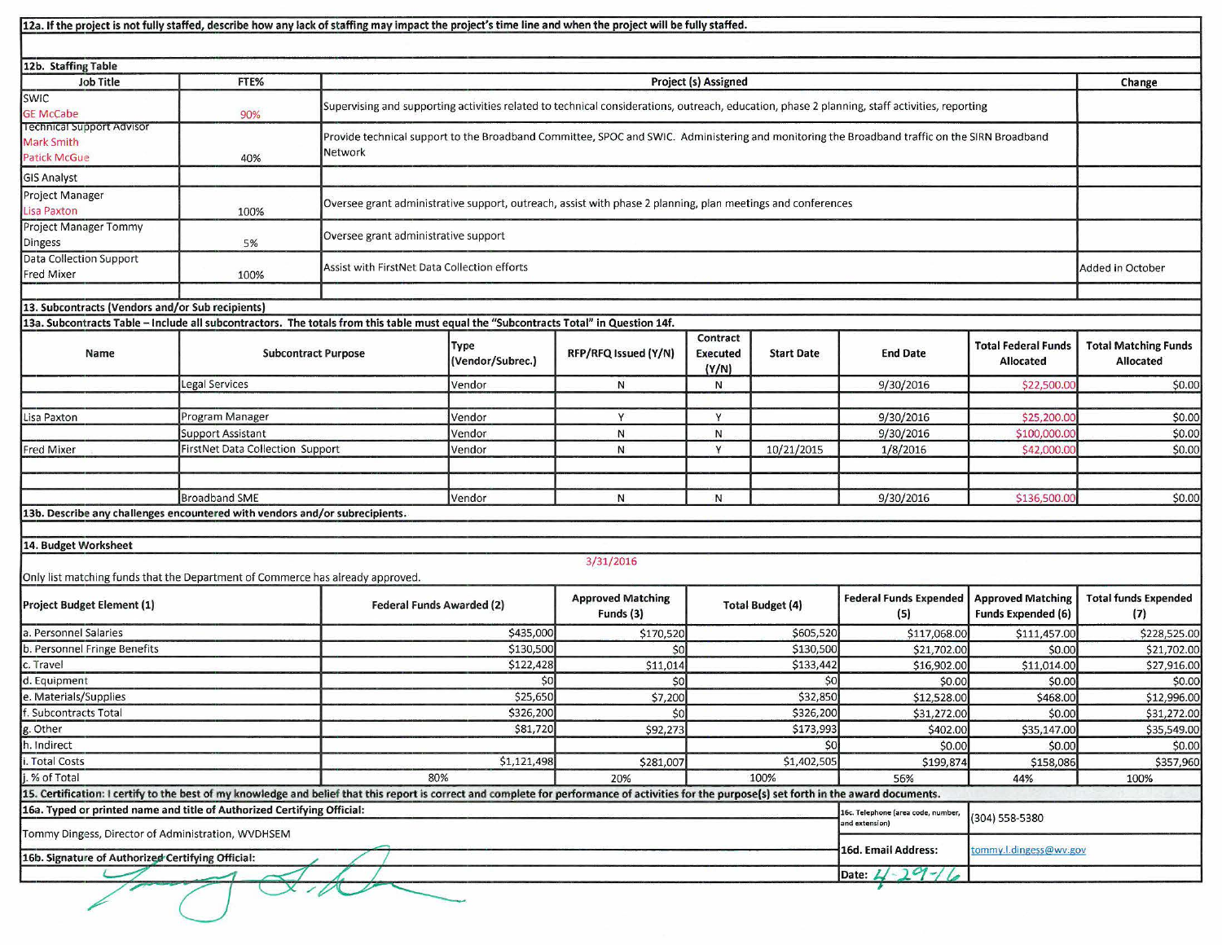**12a. If the project is not fully staffed, describe how any lack of staffing may impact the project's time line and when the project will be fully staffed.**

**12b. Staffing Table**

| Job Title | FTE% | Project (s) Assigned | Change |
|---|---|---|---|
| SWIC GE McCabe | 90% | Supervising and supporting activities related to technical considerations, outreach, education, phase 2 planning, staff activities, reporting | |
| Technical Support Advisor Mark Smith Patick McGue | 40% | Provide technical support to the Broadband Committee, SPOC and SWIC. Administering and monitoring the Broadband traffic on the SIRN Broadband Network | |
| GIS Analyst | | | |
| Project Manager Lisa Paxton | 100% | Oversee grant administrative support, outreach, assist with phase 2 planning, plan meetings and conferences | |
| Project Manager Tommy Dingess | 5% | Oversee grant administrative support | |
| Data Collection Support Fred Mixer | 100% | Assist with FirstNet Data Collection efforts | Added in October |
| | | | |

**13. Subcontracts (Vendors and/or Sub recipients)**

**13a. Subcontracts Table – Include all subcontractors. The totals from this table must equal the "Subcontracts Total" in Question 14f.**

| Name | Subcontract Purpose | Type (Vendor/Subrec.) | RFP/RFQ Issued (Y/N) | Contract Executed (Y/N) | Start Date | End Date | Total Federal Funds Allocated | Total Matching Funds Allocated |
|---|---|---|---|---|---|---|---|---|
| | Legal Services | Vendor | N | N | | 9/30/2016 | $22,500.00 | $0.00 |
| | | | | | | | | |
| Lisa Paxton | Program Manager | Vendor | Y | Y | | 9/30/2016 | $25,200.00 | $0.00 |
| | Support Assistant | Vendor | N | N | | 9/30/2016 | $100,000.00 | $0.00 |
| Fred Mixer | FirstNet Data Collection Support | Vendor | N | Y | 10/21/2015 | 1/8/2016 | $42,000.00 | $0.00 |
| | | | | | | | | |
| | | | | | | | | |
| | Broadband SME | Vendor | N | N | | 9/30/2016 | $136,500.00 | $0.00 |

**13b. Describe any challenges encountered with vendors and/or subrecipients.**

**14. Budget Worksheet**

3/31/2016

Only list matching funds that the Department of Commerce has already approved.

| Project Budget Element (1) | Federal Funds Awarded (2) | Approved Matching Funds (3) | Total Budget (4) | Federal Funds Expended (5) | Approved Matching Funds Expended (6) | Total funds Expended (7) |
|---|---|---|---|---|---|---|
| a. Personnel Salaries | $435,000 | $170,520 | $605,520 | $117,068.00 | $111,457.00 | $228,525.00 |
| b. Personnel Fringe Benefits | $130,500 | $0 | $130,500 | $21,702.00 | $0.00 | $21,702.00 |
| c. Travel | $122,428 | $11,014 | $133,442 | $16,902.00 | $11,014.00 | $27,916.00 |
| d. Equipment | $0 | $0 | $0 | $0.00 | $0.00 | $0.00 |
| e. Materials/Supplies | $25,650 | $7,200 | $32,850 | $12,528.00 | $468.00 | $12,996.00 |
| f. Subcontracts Total | $326,200 | $0 | $326,200 | $31,272.00 | $0.00 | $31,272.00 |
| g. Other | $81,720 | $92,273 | $173,993 | $402.00 | $35,147.00 | $35,549.00 |
| h. Indirect | | | $0 | $0.00 | $0.00 | $0.00 |
| i. Total Costs | $1,121,498 | $281,007 | $1,402,505 | $199,874 | $158,086 | $357,960 |
| j. % of Total | 80% | 20% | 100% | 56% | 44% | 100% |

**15. Certification: I certify to the best of my knowledge and belief that this report is correct and complete for performance of activities for the purpose(s) set forth in the award documents.**

**16a. Typed or printed name and title of Authorized Certifying Official:**

Tommy Dingess, Director of Administration, WVDHSEM

**16b. Signature of Authorized Certifying Official:**

16c. Telephone (area code, number, and extension): (304) 558-5380

**16d. Email Address:** tommy.l.dingess@wv.gov

**Date:** 4-29-16